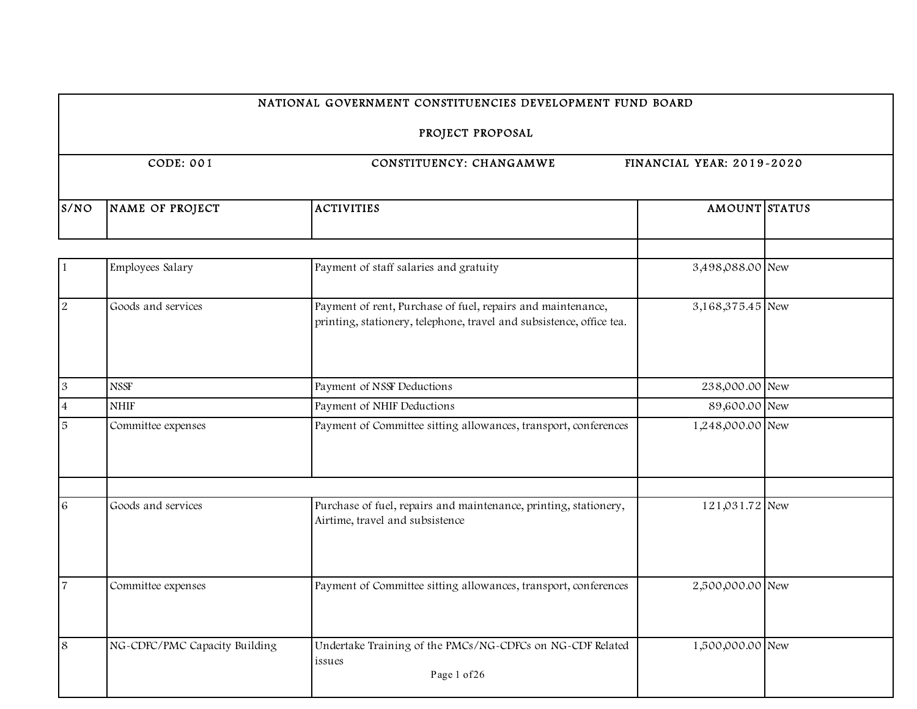# NATIONAL GOVERNMENT CONSTITUENCIES DEVELOPMENT FUND BOARD

## PROJECT PROPOSAL

CODE: 001 CONSTITUENCY: CHANGAMWE FINANCIAL YEAR: 2019-2020

| S/NO | NAME OF PROJECT | ACTIVITIES | AMOUNT | STATUS |
|---|---|---|---|---|
| | | | | |
| 1 | Employees Salary | Payment of staff salaries and gratuity | 3,498,088.00 | New |
| 2 | Goods and services | Payment of rent, Purchase of fuel, repairs and maintenance, printing, stationery, telephone, travel and subsistence, office tea. | 3,168,375.45 | New |
| 3 | NSSF | Payment of NSSF Deductions | 238,000.00 | New |
| 4 | NHIF | Payment of NHIF Deductions | 89,600.00 | New |
| 5 | Committee expenses | Payment of Committee sitting allowances, transport, conferences | 1,248,000.00 | New |
| | | | | |
| 6 | Goods and services | Purchase of fuel, repairs and maintenance, printing, stationery, Airtime, travel and subsistence | 121,031.72 | New |
| 7 | Committee expenses | Payment of Committee sitting allowances, transport, conferences | 2,500,000.00 | New |
| 8 | NG-CDFC/PMC Capacity Building | Undertake Training of the PMCs/NG-CDFCs on NG-CDF Related issues | 1,500,000.00 | New |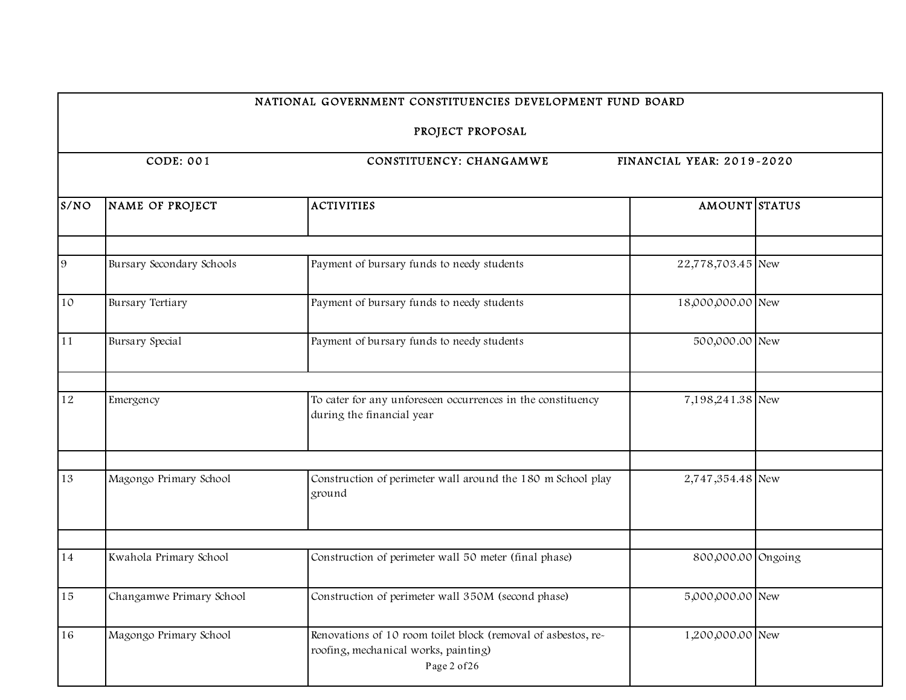# NATIONAL GOVERNMENT CONSTITUENCIES DEVELOPMENT FUND BOARD

## PROJECT PROPOSAL

**CODE: 001** | **CONSTITUENCY: CHANGAMWE** | **FINANCIAL YEAR: 2019-2020**

| S/NO | NAME OF PROJECT | ACTIVITIES | AMOUNT | STATUS |
|---|---|---|---|---|
| | | | | |
| 9 | Bursary Secondary Schools | Payment of bursary funds to needy students | 22,778,703.45 | New |
| 10 | Bursary Tertiary | Payment of bursary funds to needy students | 18,000,000.00 | New |
| 11 | Bursary Special | Payment of bursary funds to needy students | 500,000.00 | New |
| | | | | |
| 12 | Emergency | To cater for any unforeseen occurrences in the constituency during the financial year | 7,198,241.38 | New |
| | | | | |
| 13 | Magongo Primary School | Construction of perimeter wall around the 180 m School play ground | 2,747,354.48 | New |
| | | | | |
| 14 | Kwahola Primary School | Construction of perimeter wall 50 meter (final phase) | 800,000.00 | Ongoing |
| 15 | Changamwe Primary School | Construction of perimeter wall 350M (second phase) | 5,000,000.00 | New |
| 16 | Magongo Primary School | Renovations of 10 room toilet block (removal of asbestos, re-roofing, mechanical works, painting) | 1,200,000.00 | New |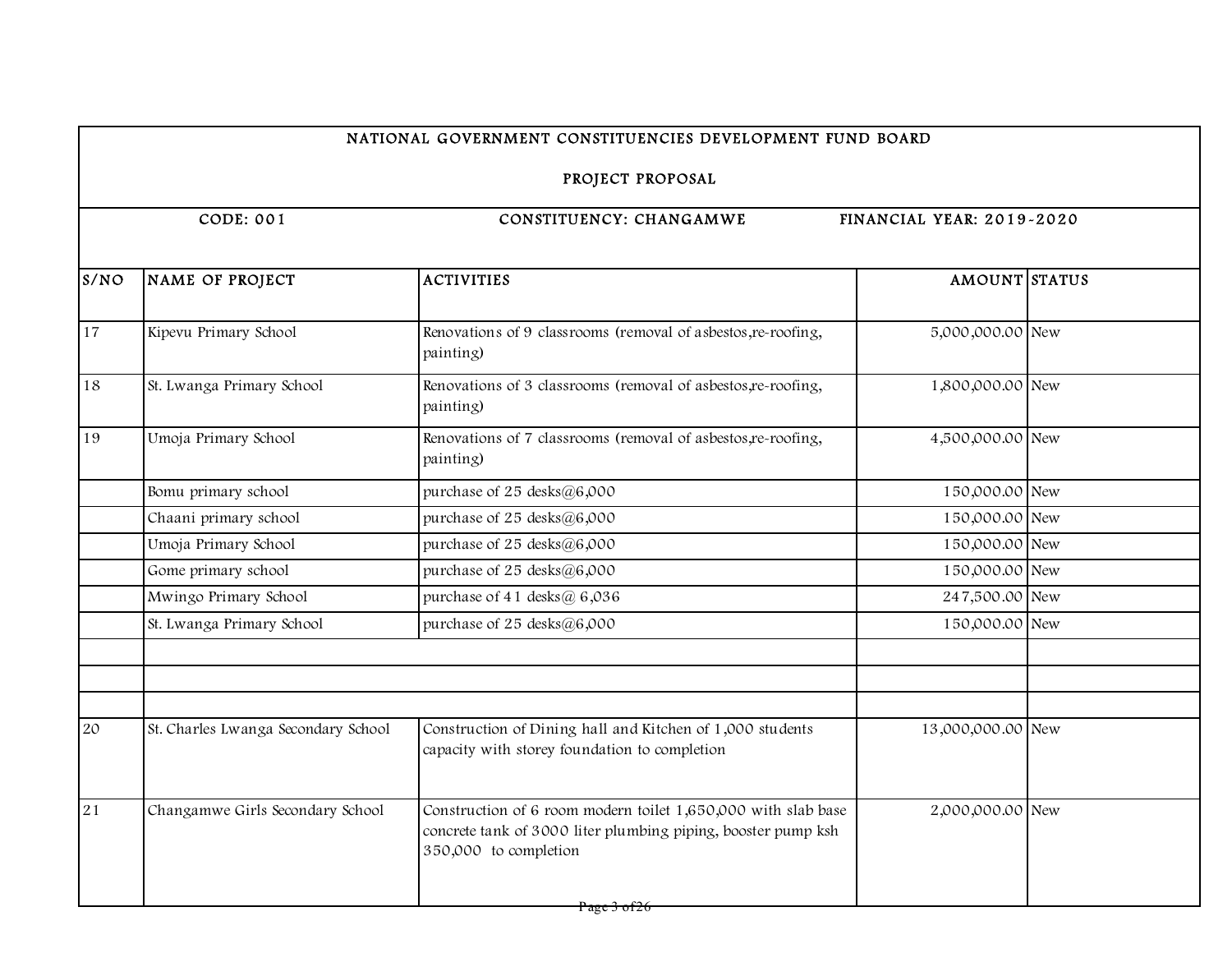NATIONAL GOVERNMENT CONSTITUENCIES DEVELOPMENT FUND BOARD

PROJECT PROPOSAL

CODE: 001 | CONSTITUENCY: CHANGAMWE | FINANCIAL YEAR: 2019-2020

| S/NO | NAME OF PROJECT | ACTIVITIES | AMOUNT | STATUS |
|---|---|---|---|---|
| 17 | Kipevu Primary School | Renovations of 9 classrooms (removal of asbestos,re-roofing, painting) | 5,000,000.00 | New |
| 18 | St. Lwanga Primary School | Renovations of 3 classrooms (removal of asbestos,re-roofing, painting) | 1,800,000.00 | New |
| 19 | Umoja Primary School | Renovations of 7 classrooms (removal of asbestos,re-roofing, painting) | 4,500,000.00 | New |
| | Bomu primary school | purchase of 25 desks@6,000 | 150,000.00 | New |
| | Chaani primary school | purchase of 25 desks@6,000 | 150,000.00 | New |
| | Umoja Primary School | purchase of 25 desks@6,000 | 150,000.00 | New |
| | Gome primary school | purchase of 25 desks@6,000 | 150,000.00 | New |
| | Mwingo Primary School | purchase of 41 desks@ 6,036 | 247,500.00 | New |
| | St. Lwanga Primary School | purchase of 25 desks@6,000 | 150,000.00 | New |
| | | | | |
| | | | | |
| | | | | |
| 20 | St. Charles Lwanga Secondary School | Construction of Dining hall and Kitchen of 1,000 students capacity with storey foundation to completion | 13,000,000.00 | New |
| 21 | Changamwe Girls Secondary School | Construction of 6 room modern toilet 1,650,000 with slab base concrete tank of 3000 liter plumbing piping, booster pump ksh 350,000 to completion | 2,000,000.00 | New |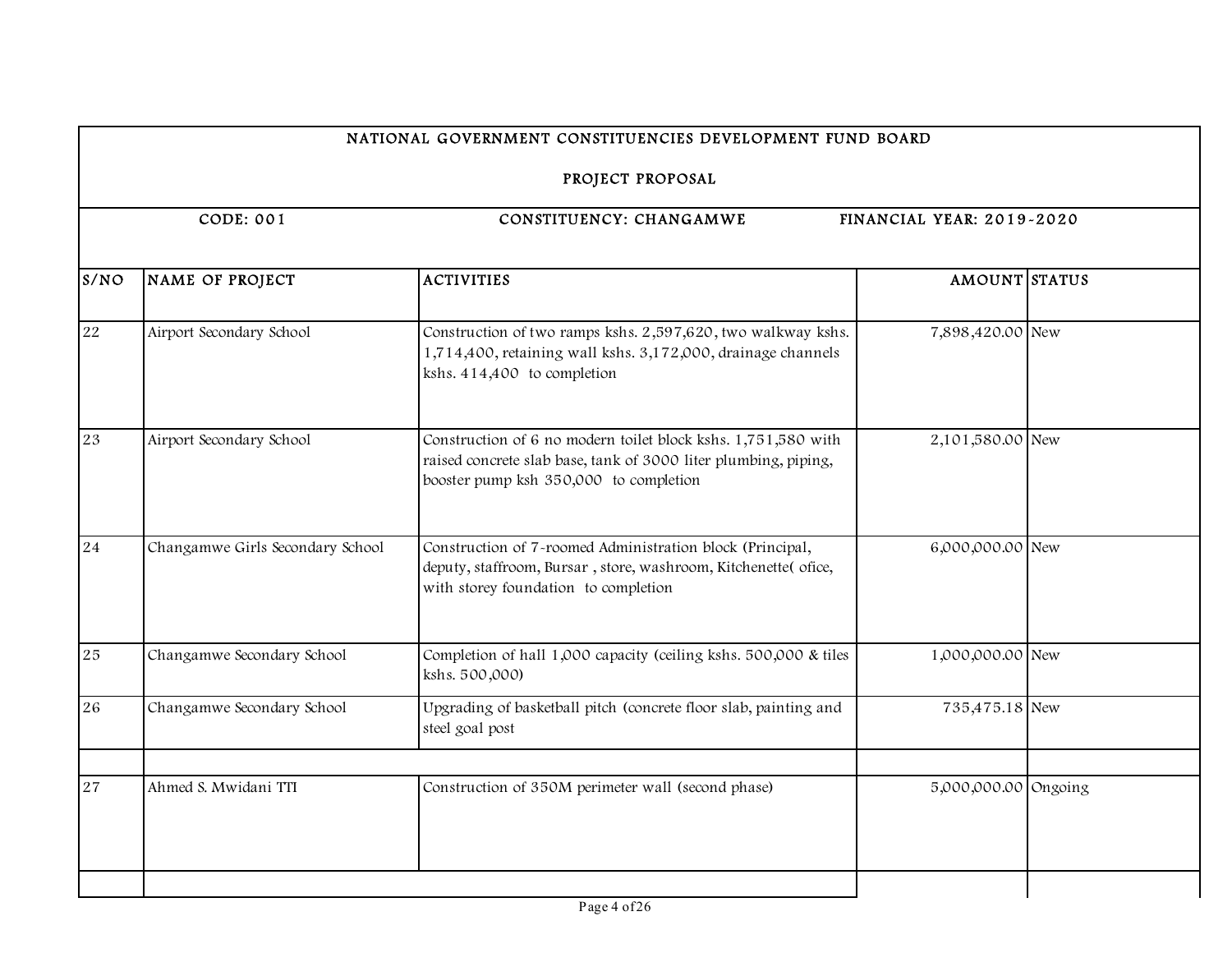# NATIONAL GOVERNMENT CONSTITUENCIES DEVELOPMENT FUND BOARD

## PROJECT PROPOSAL

CODE: 001 | CONSTITUENCY: CHANGAMWE | FINANCIAL YEAR: 2019-2020

| S/NO | NAME OF PROJECT | ACTIVITIES | AMOUNT | STATUS |
|---|---|---|---|---|
| 22 | Airport Secondary School | Construction of two ramps kshs. 2,597,620, two walkway kshs. 1,714,400, retaining wall kshs. 3,172,000, drainage channels kshs. 414,400 to completion | 7,898,420.00 | New |
| 23 | Airport Secondary School | Construction of 6 no modern toilet block kshs. 1,751,580 with raised concrete slab base, tank of 3000 liter plumbing, piping, booster pump ksh 350,000 to completion | 2,101,580.00 | New |
| 24 | Changamwe Girls Secondary School | Construction of 7-roomed Administration block (Principal, deputy, staffroom, Bursar , store, washroom, Kitchenette( ofice, with storey foundation to completion | 6,000,000.00 | New |
| 25 | Changamwe Secondary School | Completion of hall 1,000 capacity (ceiling kshs. 500,000 & tiles kshs. 500,000) | 1,000,000.00 | New |
| 26 | Changamwe Secondary School | Upgrading of basketball pitch (concrete floor slab, painting and steel goal post | 735,475.18 | New |
| | | | | |
| 27 | Ahmed S. Mwidani TTI | Construction of 350M perimeter wall (second phase) | 5,000,000.00 | Ongoing |
| | | | | |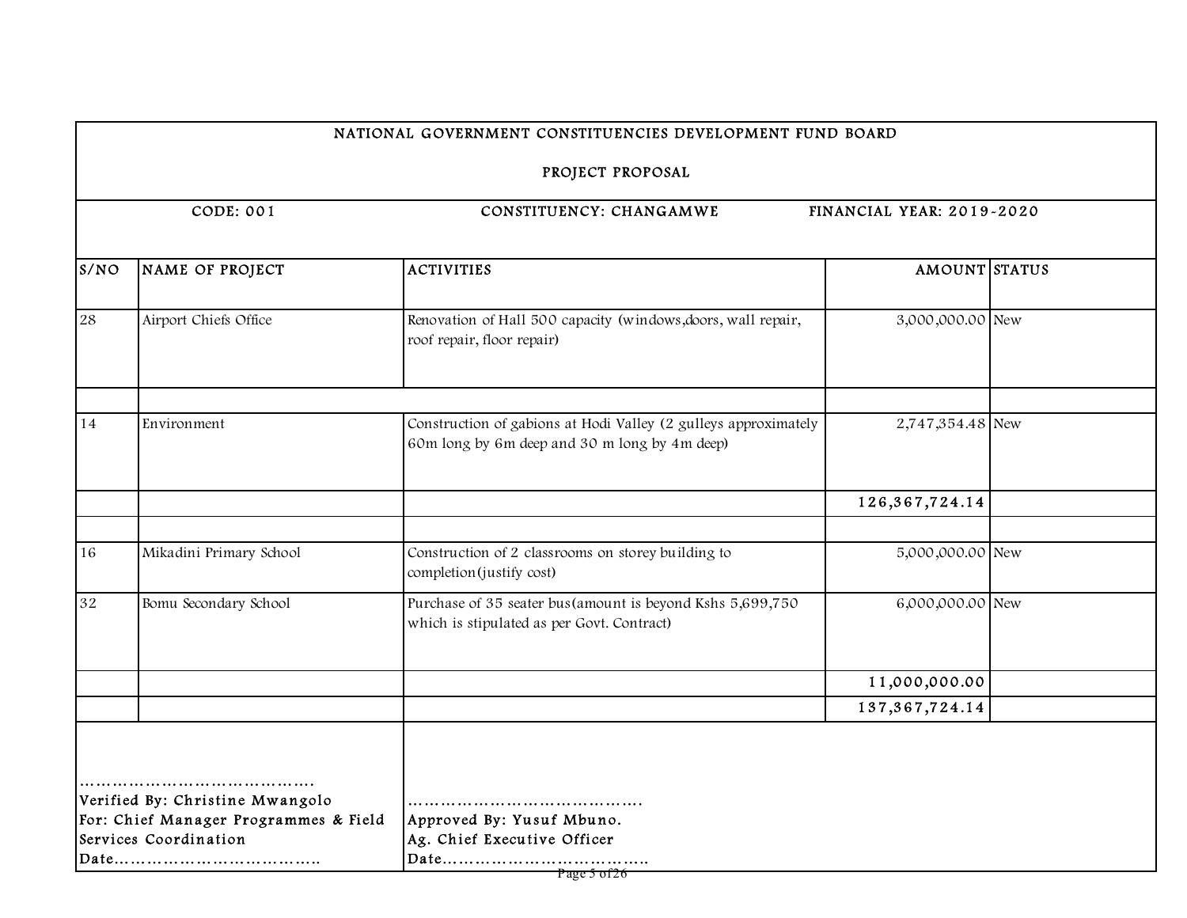| NATIONAL GOVERNMENT CONSTITUENCIES DEVELOPMENT FUND BOARD | | | | |
|---|---|---|---|---|
| PROJECT PROPOSAL | | | | |
| CODE: 001 | | CONSTITUENCY: CHANGAMWE | FINANCIAL YEAR: 2019-2020 | |
| S/NO | NAME OF PROJECT | ACTIVITIES | AMOUNT | STATUS |
| 28 | Airport Chiefs Office | Renovation of Hall 500 capacity (windows,doors, wall repair, roof repair, floor repair) | 3,000,000.00 | New |
| | | | | |
| 14 | Environment | Construction of gabions at Hodi Valley (2 gulleys approximately 60m long by 6m deep and 30 m long by 4m deep) | 2,747,354.48 | New |
| | | | **126,367,724.14** | |
| | | | | |
| 16 | Mikadini Primary School | Construction of 2 classrooms on storey building to completion(justify cost) | 5,000,000.00 | New |
| 32 | Bomu Secondary School | Purchase of 35 seater bus(amount is beyond Kshs 5,699,750 which is stipulated as per Govt. Contract) | 6,000,000.00 | New |
| | | | **11,000,000.00** | |
| | | | **137,367,724.14** | |

……………………………………
Verified By: Christine Mwangolo
For: Chief Manager Programmes & Field Services Coordination
Date……………………………….

……………………………………
Approved By: Yusuf Mbuno.
Ag. Chief Executive Officer
Date……………………………….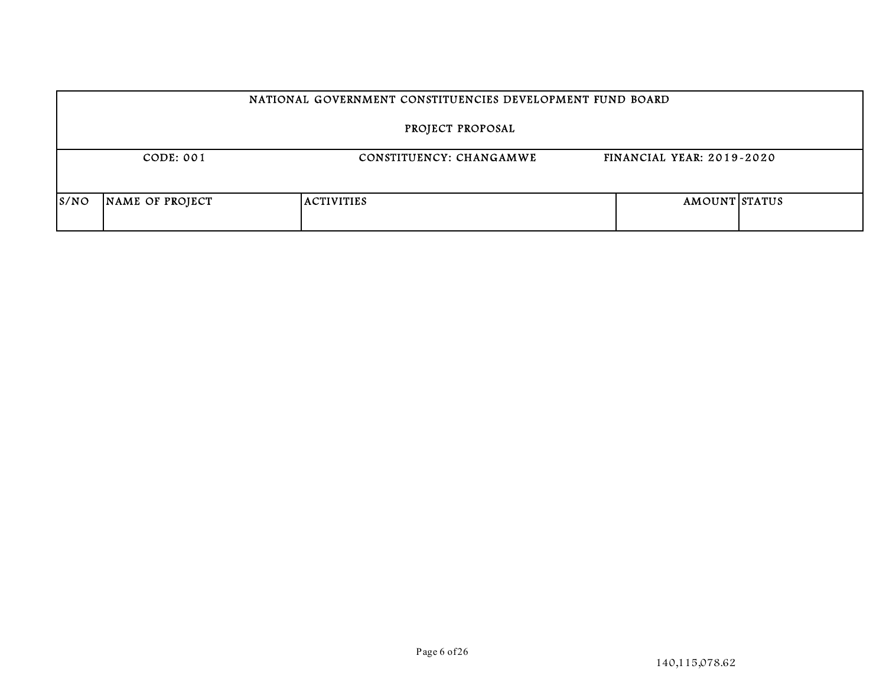| NATIONAL GOVERNMENT CONSTITUENCIES DEVELOPMENT FUND BOARD | | | | |
|---|---|---|---|---|
| PROJECT PROPOSAL | | | | |
| CODE: 001 | | CONSTITUENCY: CHANGAMWE | FINANCIAL YEAR: 2019-2020 | |
| S/NO | NAME OF PROJECT | ACTIVITIES | AMOUNT | STATUS |

140,115,078.62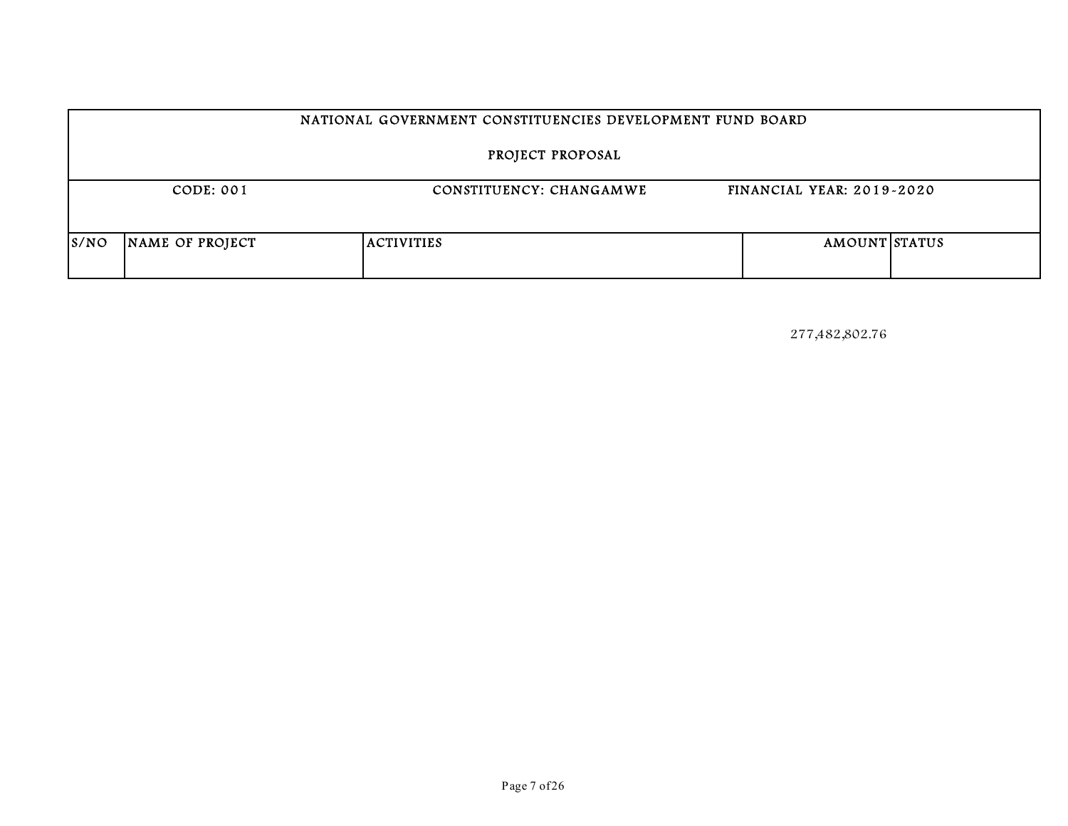| NATIONAL GOVERNMENT CONSTITUENCIES DEVELOPMENT FUND BOARD | | | | |
|---|---|---|---|---|
| PROJECT PROPOSAL | | | | |
| CODE: 001 | CONSTITUENCY: CHANGAMWE | | FINANCIAL YEAR: 2019-2020 | |
| S/NO | NAME OF PROJECT | ACTIVITIES | AMOUNT | STATUS |
| | | | 277,482,802.76 | |